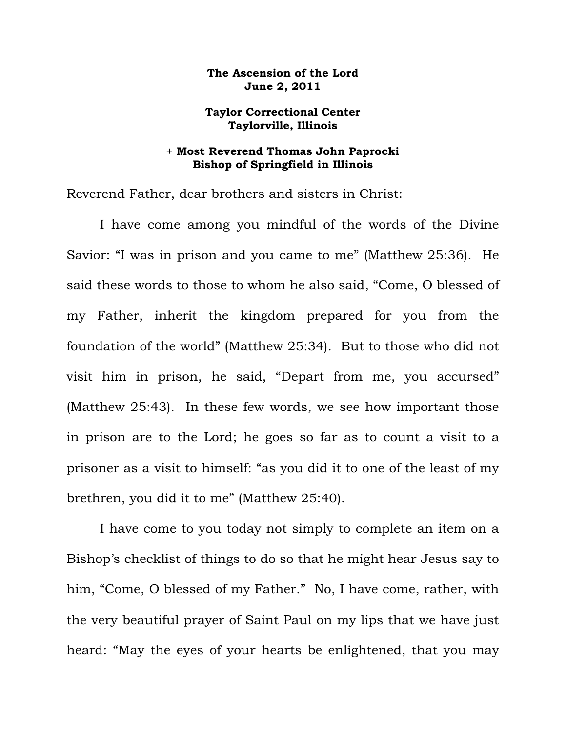**The Ascension of the Lord**
**June 2, 2011**

**Taylor Correctional Center**
**Taylorville, Illinois**

**+ Most Reverend Thomas John Paprocki**
**Bishop of Springfield in Illinois**

Reverend Father, dear brothers and sisters in Christ:

I have come among you mindful of the words of the Divine Savior: "I was in prison and you came to me" (Matthew 25:36). He said these words to those to whom he also said, "Come, O blessed of my Father, inherit the kingdom prepared for you from the foundation of the world" (Matthew 25:34). But to those who did not visit him in prison, he said, "Depart from me, you accursed" (Matthew 25:43). In these few words, we see how important those in prison are to the Lord; he goes so far as to count a visit to a prisoner as a visit to himself: "as you did it to one of the least of my brethren, you did it to me" (Matthew 25:40).

I have come to you today not simply to complete an item on a Bishop's checklist of things to do so that he might hear Jesus say to him, "Come, O blessed of my Father." No, I have come, rather, with the very beautiful prayer of Saint Paul on my lips that we have just heard: "May the eyes of your hearts be enlightened, that you may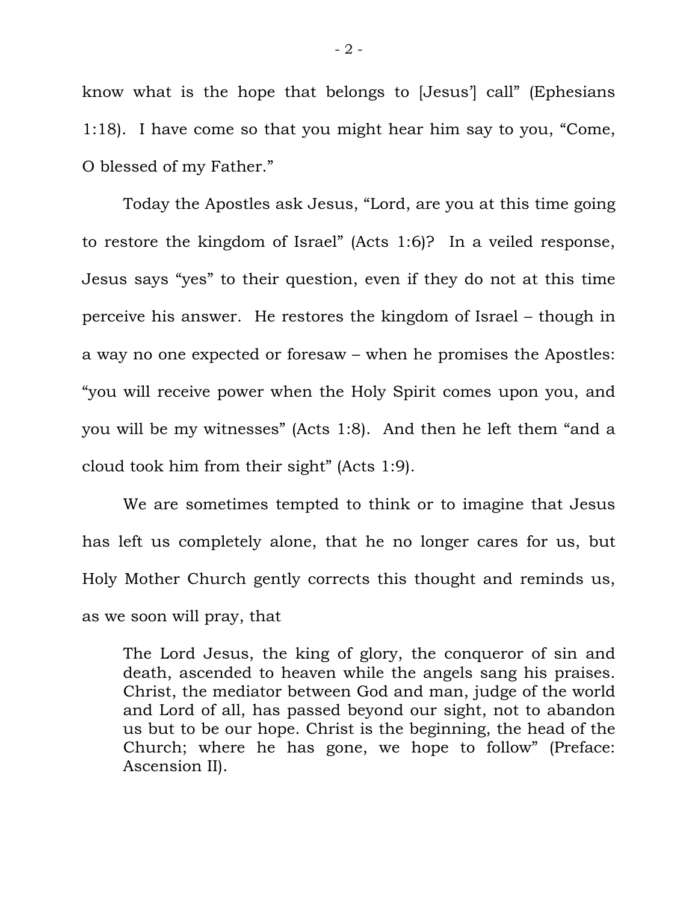know what is the hope that belongs to [Jesus'] call" (Ephesians 1:18). I have come so that you might hear him say to you, "Come, O blessed of my Father."

Today the Apostles ask Jesus, "Lord, are you at this time going to restore the kingdom of Israel" (Acts 1:6)? In a veiled response, Jesus says "yes" to their question, even if they do not at this time perceive his answer. He restores the kingdom of Israel – though in a way no one expected or foresaw – when he promises the Apostles: "you will receive power when the Holy Spirit comes upon you, and you will be my witnesses" (Acts 1:8). And then he left them "and a cloud took him from their sight" (Acts 1:9).

We are sometimes tempted to think or to imagine that Jesus has left us completely alone, that he no longer cares for us, but Holy Mother Church gently corrects this thought and reminds us, as we soon will pray, that

> The Lord Jesus, the king of glory, the conqueror of sin and death, ascended to heaven while the angels sang his praises. Christ, the mediator between God and man, judge of the world and Lord of all, has passed beyond our sight, not to abandon us but to be our hope. Christ is the beginning, the head of the Church; where he has gone, we hope to follow" (Preface: Ascension II).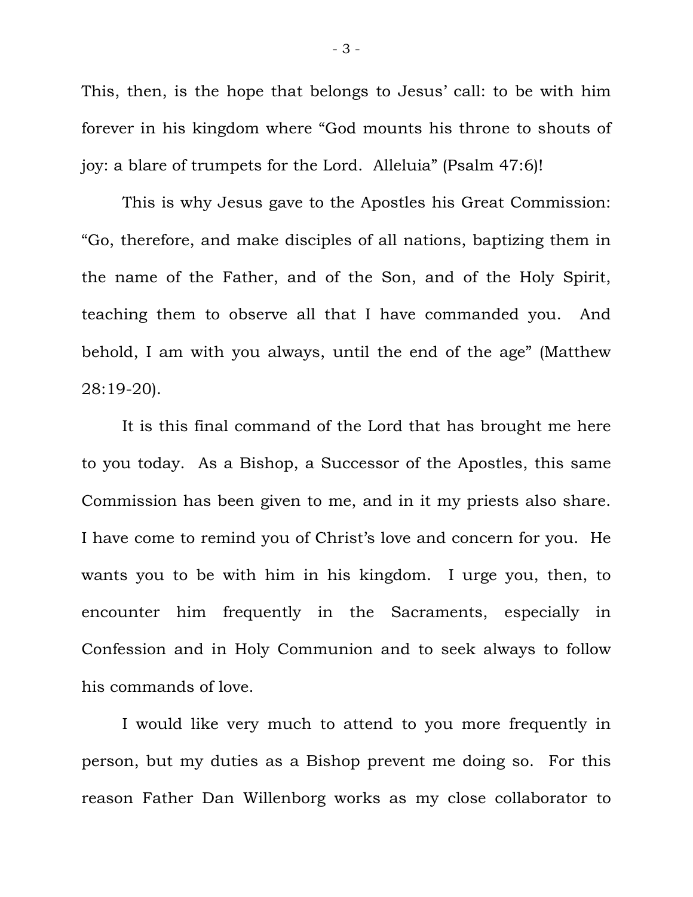This, then, is the hope that belongs to Jesus' call: to be with him forever in his kingdom where "God mounts his throne to shouts of joy: a blare of trumpets for the Lord. Alleluia" (Psalm 47:6)!

This is why Jesus gave to the Apostles his Great Commission: "Go, therefore, and make disciples of all nations, baptizing them in the name of the Father, and of the Son, and of the Holy Spirit, teaching them to observe all that I have commanded you. And behold, I am with you always, until the end of the age" (Matthew 28:19-20).

It is this final command of the Lord that has brought me here to you today. As a Bishop, a Successor of the Apostles, this same Commission has been given to me, and in it my priests also share. I have come to remind you of Christ's love and concern for you. He wants you to be with him in his kingdom. I urge you, then, to encounter him frequently in the Sacraments, especially in Confession and in Holy Communion and to seek always to follow his commands of love.

I would like very much to attend to you more frequently in person, but my duties as a Bishop prevent me doing so. For this reason Father Dan Willenborg works as my close collaborator to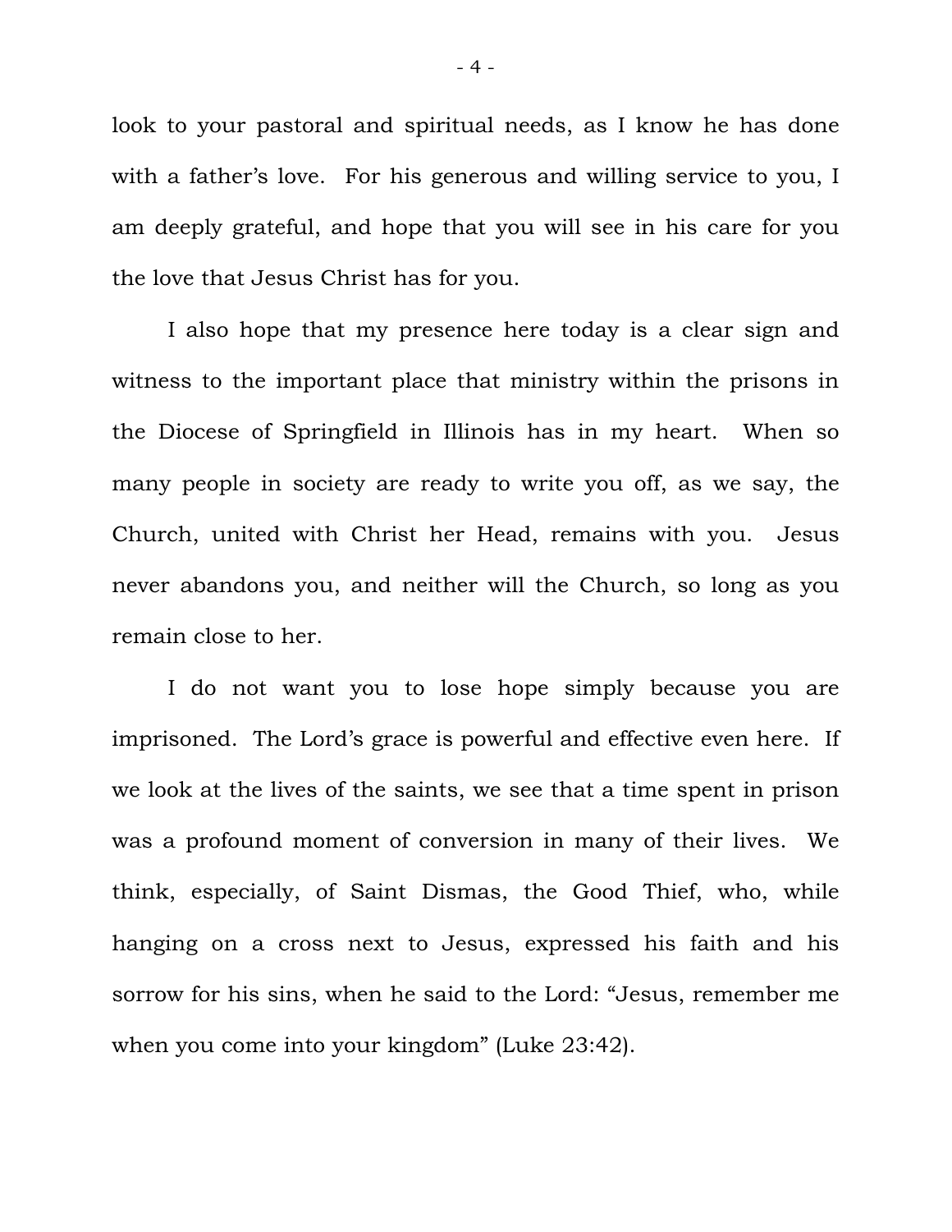look to your pastoral and spiritual needs, as I know he has done with a father's love. For his generous and willing service to you, I am deeply grateful, and hope that you will see in his care for you the love that Jesus Christ has for you.

I also hope that my presence here today is a clear sign and witness to the important place that ministry within the prisons in the Diocese of Springfield in Illinois has in my heart. When so many people in society are ready to write you off, as we say, the Church, united with Christ her Head, remains with you. Jesus never abandons you, and neither will the Church, so long as you remain close to her.

I do not want you to lose hope simply because you are imprisoned. The Lord's grace is powerful and effective even here. If we look at the lives of the saints, we see that a time spent in prison was a profound moment of conversion in many of their lives. We think, especially, of Saint Dismas, the Good Thief, who, while hanging on a cross next to Jesus, expressed his faith and his sorrow for his sins, when he said to the Lord: "Jesus, remember me when you come into your kingdom" (Luke 23:42).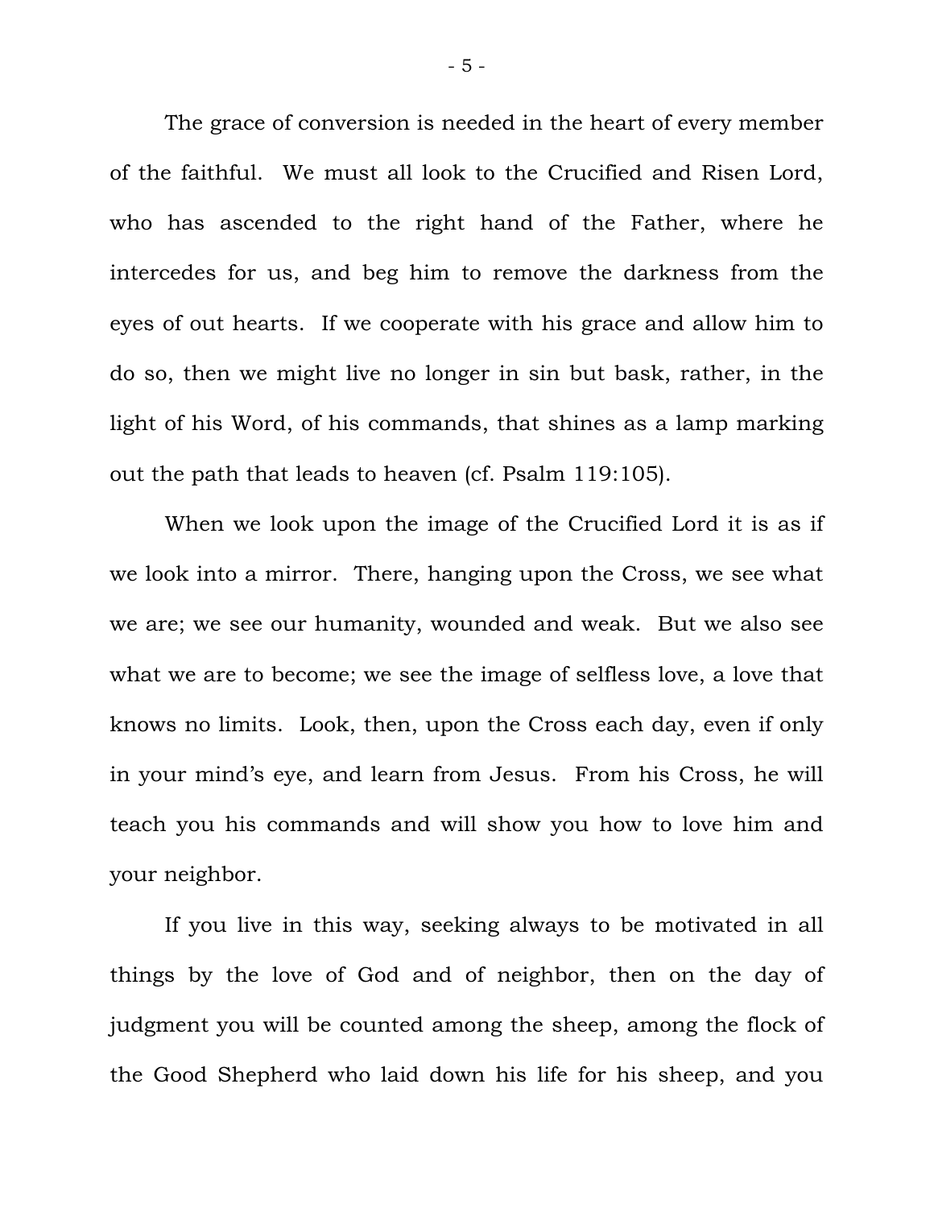The grace of conversion is needed in the heart of every member of the faithful. We must all look to the Crucified and Risen Lord, who has ascended to the right hand of the Father, where he intercedes for us, and beg him to remove the darkness from the eyes of out hearts. If we cooperate with his grace and allow him to do so, then we might live no longer in sin but bask, rather, in the light of his Word, of his commands, that shines as a lamp marking out the path that leads to heaven (cf. Psalm 119:105).

When we look upon the image of the Crucified Lord it is as if we look into a mirror. There, hanging upon the Cross, we see what we are; we see our humanity, wounded and weak. But we also see what we are to become; we see the image of selfless love, a love that knows no limits. Look, then, upon the Cross each day, even if only in your mind's eye, and learn from Jesus. From his Cross, he will teach you his commands and will show you how to love him and your neighbor.

If you live in this way, seeking always to be motivated in all things by the love of God and of neighbor, then on the day of judgment you will be counted among the sheep, among the flock of the Good Shepherd who laid down his life for his sheep, and you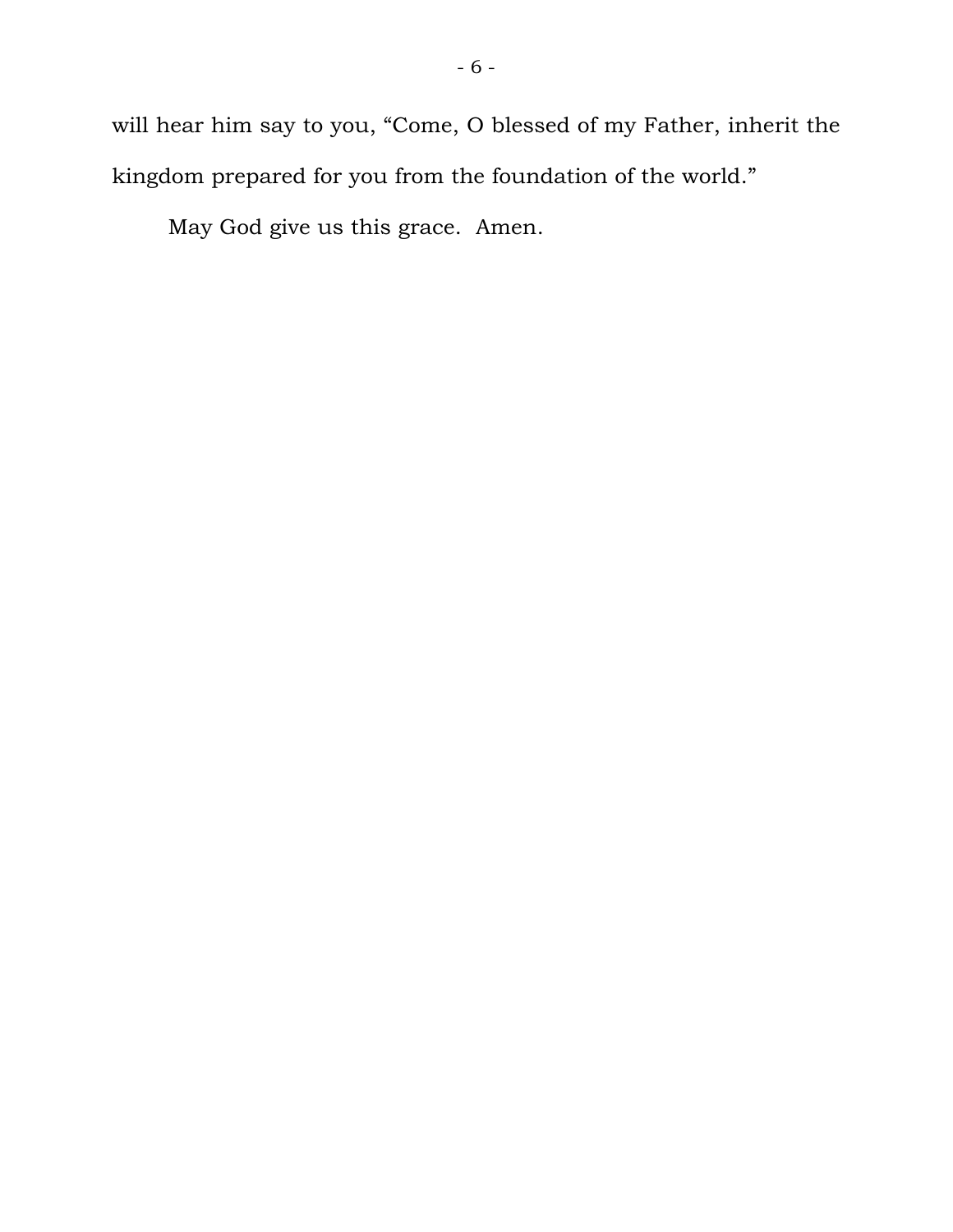will hear him say to you, “Come, O blessed of my Father, inherit the kingdom prepared for you from the foundation of the world.”

May God give us this grace. Amen.